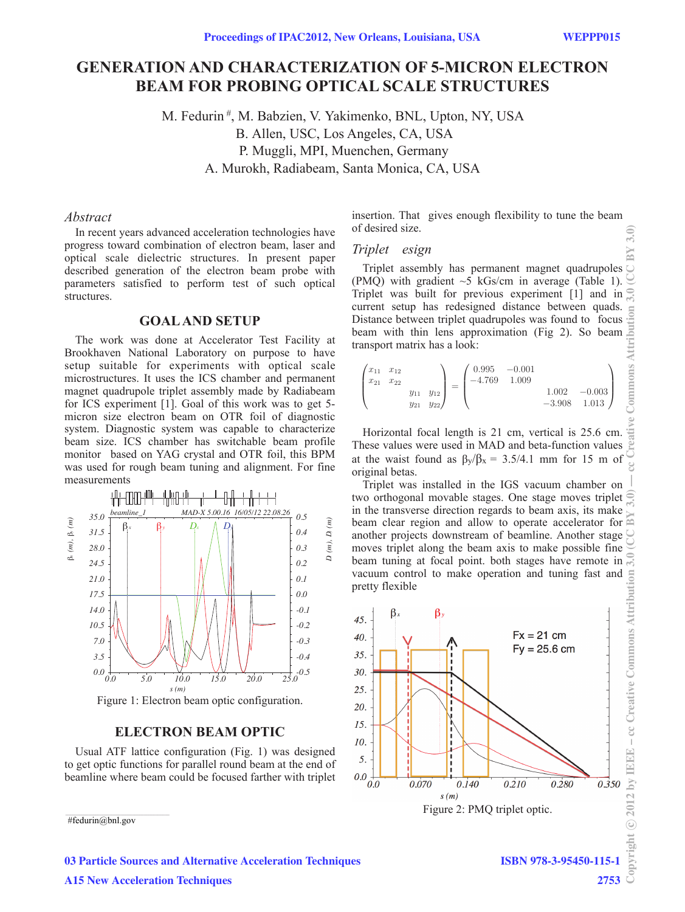# GENERATION AND CHARACTERIZATION OF 5-MICRON ELECTRON BEAM FOR PROBING OPTICAL SCALE STRUCTURES

M. Fedurin #, M. Babzien, V. Yakimenko, BNL, Upton, NY, USA
B. Allen, USC, Los Angeles, CA, USA
P. Muggli, MPI, Muenchen, Germany
A. Murokh, Radiabeam, Santa Monica, CA, USA

## *Abstract*

In recent years advanced acceleration technologies have progress toward combination of electron beam, laser and optical scale dielectric structures. In present paper described generation of the electron beam probe with parameters satisfied to perform test of such optical structures.

## GOAL AND SETUP

The work was done at Accelerator Test Facility at Brookhaven National Laboratory on purpose to have setup suitable for experiments with optical scale microstructures. It uses the ICS chamber and permanent magnet quadrupole triplet assembly made by Radiabeam for ICS experiment [1]. Goal of this work was to get 5-micron size electron beam on OTR foil of diagnostic system. Diagnostic system was capable to characterize beam size. ICS chamber has switchable beam profile monitor based on YAG crystal and OTR foil, this BPM was used for rough beam tuning and alignment. For fine measurements

Figure 1: Electron beam optic configuration.

## ELECTRON BEAM OPTIC

Usual ATF lattice configuration (Fig. 1) was designed to get optic functions for parallel round beam at the end of beamline where beam could be focused farther with triplet insertion. That gives enough flexibility to tune the beam of desired size.

### *Triplet esign*

Triplet assembly has permanent magnet quadrupoles (PMQ) with gradient ~5 kGs/cm in average (Table 1). Triplet was built for previous experiment [1] and in current setup has redesigned distance between quads. Distance between triplet quadrupoles was found to focus beam with thin lens approximation (Fig 2). So beam transport matrix has a look:

$$\begin{pmatrix} x_{11} & x_{12} & & \\ x_{21} & x_{22} & & \\ & & y_{11} & y_{12} \\ & & y_{21} & y_{22} \end{pmatrix} = \begin{pmatrix} 0.995 & -0.001 & & \\ -4.769 & 1.009 & & \\ & & 1.002 & -0.003 \\ & & -3.908 & 1.013 \end{pmatrix}$$

Horizontal focal length is 21 cm, vertical is 25.6 cm. These values were used in MAD and beta-function values at the waist found as $\beta_y/\beta_x$ = 3.5/4.1 mm for 15 m of original betas.

Triplet was installed in the IGS vacuum chamber on two orthogonal movable stages. One stage moves triplet in the transverse direction regards to beam axis, its make beam clear region and allow to operate accelerator for another projects downstream of beamline. Another stage moves triplet along the beam axis to make possible fine beam tuning at focal point. both stages have remote in vacuum control to make operation and tuning fast and pretty flexible

Figure 2: PMQ triplet optic.

#fedurin@bnl.gov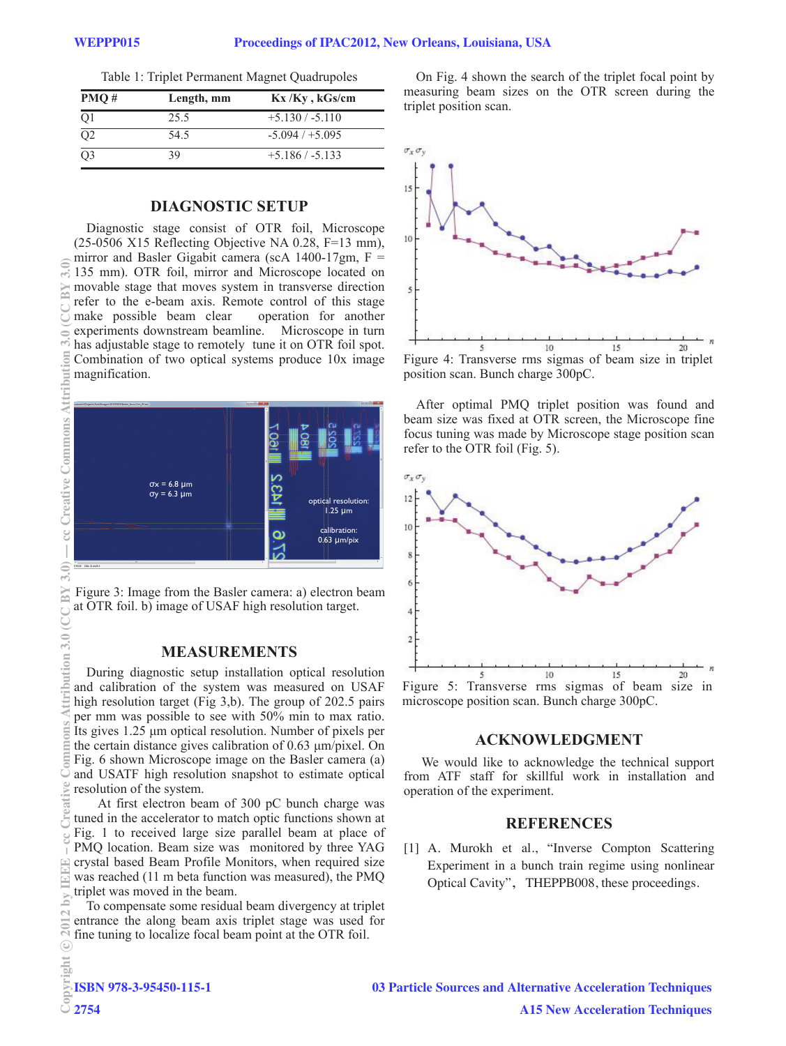Table 1: Triplet Permanent Magnet Quadrupoles

| PMQ # | Length, mm | Kx /Ky , kGs/cm |
|---|---|---|
| Q1 | 25.5 | +5.130 / -5.110 |
| Q2 | 54.5 | -5.094 / +5.095 |
| Q3 | 39 | +5.186 / -5.133 |

## DIAGNOSTIC SETUP

Diagnostic stage consist of OTR foil, Microscope (25-0506 X15 Reflecting Objective NA 0.28, F=13 mm), mirror and Basler Gigabit camera (scA 1400-17gm, F = 135 mm). OTR foil, mirror and Microscope located on movable stage that moves system in transverse direction refer to the e-beam axis. Remote control of this stage make possible beam clear operation for another experiments downstream beamline. Microscope in turn has adjustable stage to remotely tune it on OTR foil spot. Combination of two optical systems produce 10x image magnification.

σx = 6.8 μm
σy = 6.3 μm

optical resolution:
1.25 μm

calibration:
0.63 μm/pix

Figure 3: Image from the Basler camera: a) electron beam at OTR foil. b) image of USAF high resolution target.

## MEASUREMENTS

During diagnostic setup installation optical resolution and calibration of the system was measured on USAF high resolution target (Fig 3,b). The group of 202.5 pairs per mm was possible to see with 50% min to max ratio. Its gives 1.25 µm optical resolution. Number of pixels per the certain distance gives calibration of 0.63 µm/pixel. On Fig. 6 shown Microscope image on the Basler camera (a) and USATF high resolution snapshot to estimate optical resolution of the system.

At first electron beam of 300 pC bunch charge was tuned in the accelerator to match optic functions shown at Fig. 1 to received large size parallel beam at place of PMQ location. Beam size was monitored by three YAG crystal based Beam Profile Monitors, when required size was reached (11 m beta function was measured), the PMQ triplet was moved in the beam.

To compensate some residual beam divergency at triplet entrance the along beam axis triplet stage was used for fine tuning to localize focal beam point at the OTR foil.

On Fig. 4 shown the search of the triplet focal point by measuring beam sizes on the OTR screen during the triplet position scan.

$\sigma_x\,\sigma_y$
15
10
5
5 10 15 20 n

Figure 4: Transverse rms sigmas of beam size in triplet position scan. Bunch charge 300pC.

After optimal PMQ triplet position was found and beam size was fixed at OTR screen, the Microscope fine focus tuning was made by Microscope stage position scan refer to the OTR foil (Fig. 5).

$\sigma_x\,\sigma_y$
12
10
8
6
4
2
5 10 15 20 n

Figure 5: Transverse rms sigmas of beam size in microscope position scan. Bunch charge 300pC.

## ACKNOWLEDGMENT

We would like to acknowledge the technical support from ATF staff for skillful work in installation and operation of the experiment.

## REFERENCES

[1] A. Murokh et al., “Inverse Compton Scattering Experiment in a bunch train regime using nonlinear Optical Cavity”, THEPPB008, these proceedings.